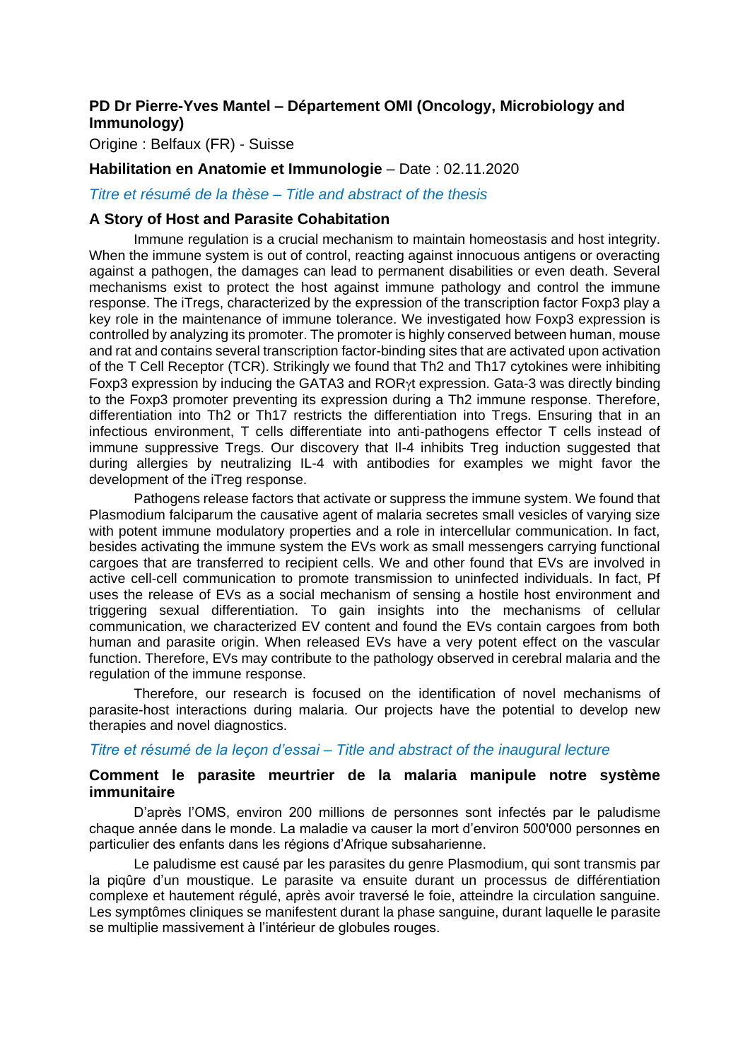**PD Dr Pierre-Yves Mantel – Département OMI (Oncology, Microbiology and Immunology)**

Origine : Belfaux (FR) - Suisse

**Habilitation en Anatomie et Immunologie** – Date : 02.11.2020

*Titre et résumé de la thèse – Title and abstract of the thesis*

### A Story of Host and Parasite Cohabitation

Immune regulation is a crucial mechanism to maintain homeostasis and host integrity. When the immune system is out of control, reacting against innocuous antigens or overacting against a pathogen, the damages can lead to permanent disabilities or even death. Several mechanisms exist to protect the host against immune pathology and control the immune response. The iTregs, characterized by the expression of the transcription factor Foxp3 play a key role in the maintenance of immune tolerance. We investigated how Foxp3 expression is controlled by analyzing its promoter. The promoter is highly conserved between human, mouse and rat and contains several transcription factor-binding sites that are activated upon activation of the T Cell Receptor (TCR). Strikingly we found that Th2 and Th17 cytokines were inhibiting Foxp3 expression by inducing the GATA3 and RORγt expression. Gata-3 was directly binding to the Foxp3 promoter preventing its expression during a Th2 immune response. Therefore, differentiation into Th2 or Th17 restricts the differentiation into Tregs. Ensuring that in an infectious environment, T cells differentiate into anti-pathogens effector T cells instead of immune suppressive Tregs. Our discovery that Il-4 inhibits Treg induction suggested that during allergies by neutralizing IL-4 with antibodies for examples we might favor the development of the iTreg response.

Pathogens release factors that activate or suppress the immune system. We found that Plasmodium falciparum the causative agent of malaria secretes small vesicles of varying size with potent immune modulatory properties and a role in intercellular communication. In fact, besides activating the immune system the EVs work as small messengers carrying functional cargoes that are transferred to recipient cells. We and other found that EVs are involved in active cell-cell communication to promote transmission to uninfected individuals. In fact, Pf uses the release of EVs as a social mechanism of sensing a hostile host environment and triggering sexual differentiation. To gain insights into the mechanisms of cellular communication, we characterized EV content and found the EVs contain cargoes from both human and parasite origin. When released EVs have a very potent effect on the vascular function. Therefore, EVs may contribute to the pathology observed in cerebral malaria and the regulation of the immune response.

Therefore, our research is focused on the identification of novel mechanisms of parasite-host interactions during malaria. Our projects have the potential to develop new therapies and novel diagnostics.

*Titre et résumé de la leçon d'essai – Title and abstract of the inaugural lecture*

### Comment le parasite meurtrier de la malaria manipule notre système immunitaire

D'après l'OMS, environ 200 millions de personnes sont infectés par le paludisme chaque année dans le monde. La maladie va causer la mort d'environ 500'000 personnes en particulier des enfants dans les régions d'Afrique subsaharienne.

Le paludisme est causé par les parasites du genre Plasmodium, qui sont transmis par la piqûre d'un moustique. Le parasite va ensuite durant un processus de différentiation complexe et hautement régulé, après avoir traversé le foie, atteindre la circulation sanguine. Les symptômes cliniques se manifestent durant la phase sanguine, durant laquelle le parasite se multiplie massivement à l'intérieur de globules rouges.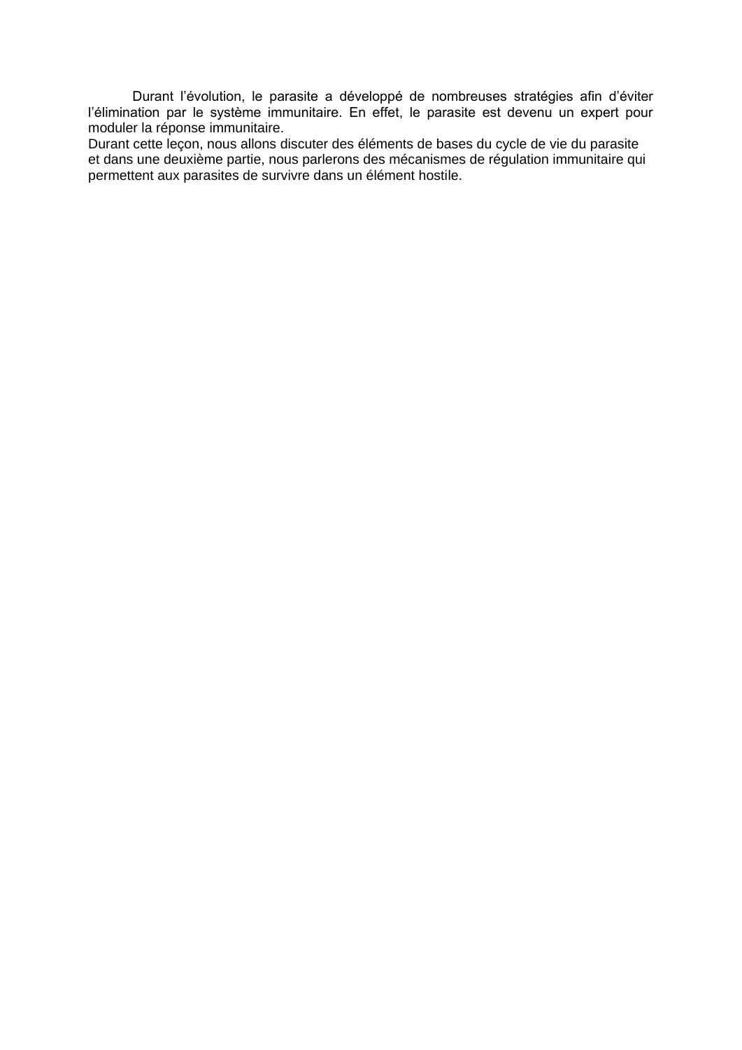Durant l’évolution, le parasite a développé de nombreuses stratégies afin d’éviter l’élimination par le système immunitaire. En effet, le parasite est devenu un expert pour moduler la réponse immunitaire.

Durant cette leçon, nous allons discuter des éléments de bases du cycle de vie du parasite et dans une deuxième partie, nous parlerons des mécanismes de régulation immunitaire qui permettent aux parasites de survivre dans un élément hostile.